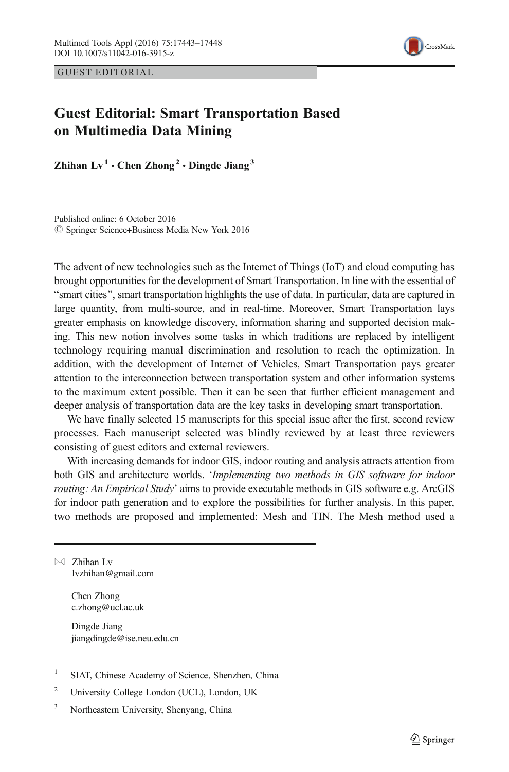GUEST EDITORIAL

# Guest Editorial: Smart Transportation Based on Multimedia Data Mining

**Zhihan Lv [1] · Chen Zhong [2] · Dingde Jiang [3]**

Published online: 6 October 2016
© Springer Science+Business Media New York 2016

The advent of new technologies such as the Internet of Things (IoT) and cloud computing has brought opportunities for the development of Smart Transportation. In line with the essential of "smart cities", smart transportation highlights the use of data. In particular, data are captured in large quantity, from multi-source, and in real-time. Moreover, Smart Transportation lays greater emphasis on knowledge discovery, information sharing and supported decision making. This new notion involves some tasks in which traditions are replaced by intelligent technology requiring manual discrimination and resolution to reach the optimization. In addition, with the development of Internet of Vehicles, Smart Transportation pays greater attention to the interconnection between transportation system and other information systems to the maximum extent possible. Then it can be seen that further efficient management and deeper analysis of transportation data are the key tasks in developing smart transportation.

We have finally selected 15 manuscripts for this special issue after the first, second review processes. Each manuscript selected was blindly reviewed by at least three reviewers consisting of guest editors and external reviewers.

With increasing demands for indoor GIS, indoor routing and analysis attracts attention from both GIS and architecture worlds. '*Implementing two methods in GIS software for indoor routing: An Empirical Study*' aims to provide executable methods in GIS software e.g. ArcGIS for indoor path generation and to explore the possibilities for further analysis. In this paper, two methods are proposed and implemented: Mesh and TIN. The Mesh method used a

---

✉ Zhihan Lv
lvzhihan@gmail.com

Chen Zhong
c.zhong@ucl.ac.uk

Dingde Jiang
jiangdingde@ise.neu.edu.cn

[1] SIAT, Chinese Academy of Science, Shenzhen, China

[2] University College London (UCL), London, UK

[3] Northeastern University, Shenyang, China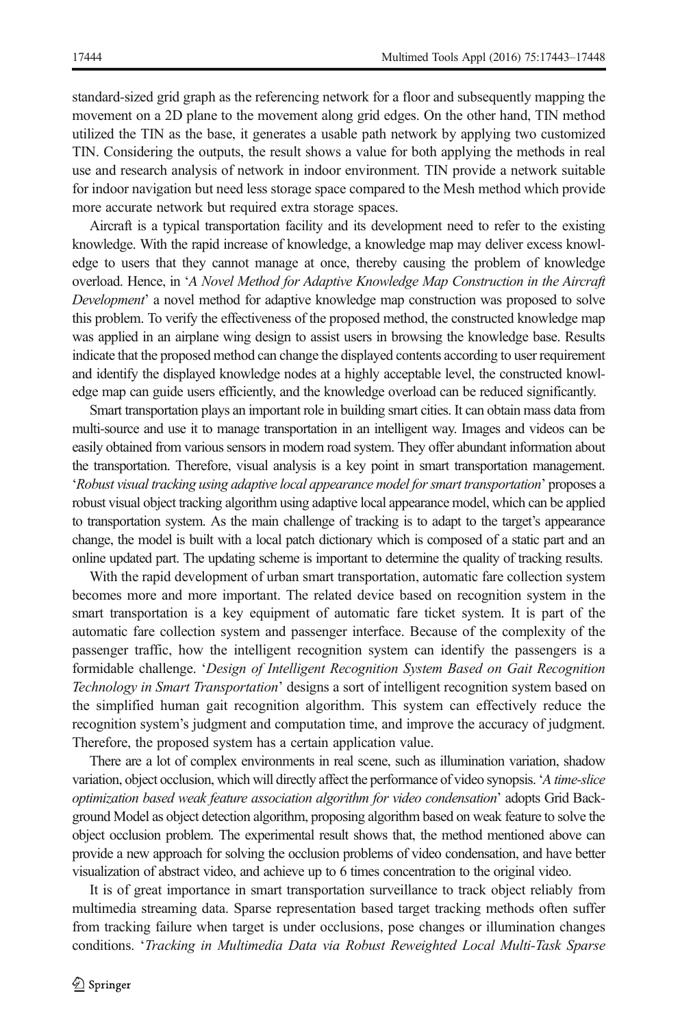standard-sized grid graph as the referencing network for a floor and subsequently mapping the movement on a 2D plane to the movement along grid edges. On the other hand, TIN method utilized the TIN as the base, it generates a usable path network by applying two customized TIN. Considering the outputs, the result shows a value for both applying the methods in real use and research analysis of network in indoor environment. TIN provide a network suitable for indoor navigation but need less storage space compared to the Mesh method which provide more accurate network but required extra storage spaces.

Aircraft is a typical transportation facility and its development need to refer to the existing knowledge. With the rapid increase of knowledge, a knowledge map may deliver excess knowledge to users that they cannot manage at once, thereby causing the problem of knowledge overload. Hence, in '*A Novel Method for Adaptive Knowledge Map Construction in the Aircraft Development*' a novel method for adaptive knowledge map construction was proposed to solve this problem. To verify the effectiveness of the proposed method, the constructed knowledge map was applied in an airplane wing design to assist users in browsing the knowledge base. Results indicate that the proposed method can change the displayed contents according to user requirement and identify the displayed knowledge nodes at a highly acceptable level, the constructed knowledge map can guide users efficiently, and the knowledge overload can be reduced significantly.

Smart transportation plays an important role in building smart cities. It can obtain mass data from multi-source and use it to manage transportation in an intelligent way. Images and videos can be easily obtained from various sensors in modern road system. They offer abundant information about the transportation. Therefore, visual analysis is a key point in smart transportation management. '*Robust visual tracking using adaptive local appearance model for smart transportation*' proposes a robust visual object tracking algorithm using adaptive local appearance model, which can be applied to transportation system. As the main challenge of tracking is to adapt to the target's appearance change, the model is built with a local patch dictionary which is composed of a static part and an online updated part. The updating scheme is important to determine the quality of tracking results.

With the rapid development of urban smart transportation, automatic fare collection system becomes more and more important. The related device based on recognition system in the smart transportation is a key equipment of automatic fare ticket system. It is part of the automatic fare collection system and passenger interface. Because of the complexity of the passenger traffic, how the intelligent recognition system can identify the passengers is a formidable challenge. '*Design of Intelligent Recognition System Based on Gait Recognition Technology in Smart Transportation*' designs a sort of intelligent recognition system based on the simplified human gait recognition algorithm. This system can effectively reduce the recognition system's judgment and computation time, and improve the accuracy of judgment. Therefore, the proposed system has a certain application value.

There are a lot of complex environments in real scene, such as illumination variation, shadow variation, object occlusion, which will directly affect the performance of video synopsis. '*A time-slice optimization based weak feature association algorithm for video condensation*' adopts Grid Background Model as object detection algorithm, proposing algorithm based on weak feature to solve the object occlusion problem. The experimental result shows that, the method mentioned above can provide a new approach for solving the occlusion problems of video condensation, and have better visualization of abstract video, and achieve up to 6 times concentration to the original video.

It is of great importance in smart transportation surveillance to track object reliably from multimedia streaming data. Sparse representation based target tracking methods often suffer from tracking failure when target is under occlusions, pose changes or illumination changes conditions. '*Tracking in Multimedia Data via Robust Reweighted Local Multi-Task Sparse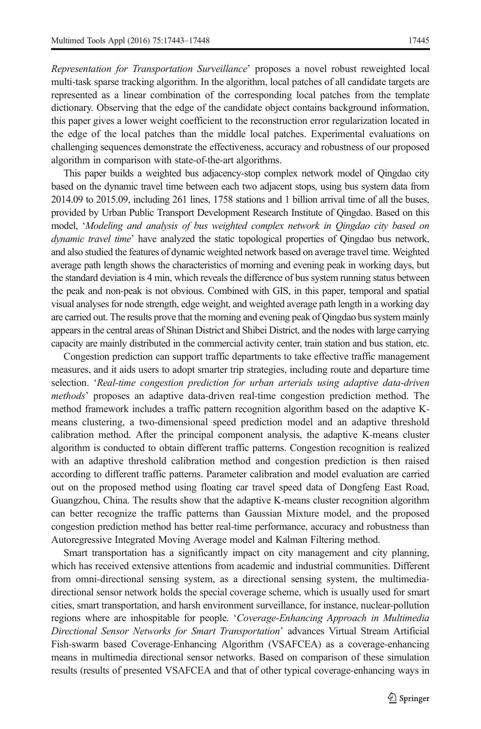*Representation for Transportation Surveillance*' proposes a novel robust reweighted local multi-task sparse tracking algorithm. In the algorithm, local patches of all candidate targets are represented as a linear combination of the corresponding local patches from the template dictionary. Observing that the edge of the candidate object contains background information, this paper gives a lower weight coefficient to the reconstruction error regularization located in the edge of the local patches than the middle local patches. Experimental evaluations on challenging sequences demonstrate the effectiveness, accuracy and robustness of our proposed algorithm in comparison with state-of-the-art algorithms.

This paper builds a weighted bus adjacency-stop complex network model of Qingdao city based on the dynamic travel time between each two adjacent stops, using bus system data from 2014.09 to 2015.09, including 261 lines, 1758 stations and 1 billion arrival time of all the buses, provided by Urban Public Transport Development Research Institute of Qingdao. Based on this model, '*Modeling and analysis of bus weighted complex network in Qingdao city based on dynamic travel time*' have analyzed the static topological properties of Qingdao bus network, and also studied the features of dynamic weighted network based on average travel time. Weighted average path length shows the characteristics of morning and evening peak in working days, but the standard deviation is 4 min, which reveals the difference of bus system running status between the peak and non-peak is not obvious. Combined with GIS, in this paper, temporal and spatial visual analyses for node strength, edge weight, and weighted average path length in a working day are carried out. The results prove that the morning and evening peak of Qingdao bus system mainly appears in the central areas of Shinan District and Shibei District, and the nodes with large carrying capacity are mainly distributed in the commercial activity center, train station and bus station, etc.

Congestion prediction can support traffic departments to take effective traffic management measures, and it aids users to adopt smarter trip strategies, including route and departure time selection. '*Real-time congestion prediction for urban arterials using adaptive data-driven methods*' proposes an adaptive data-driven real-time congestion prediction method. The method framework includes a traffic pattern recognition algorithm based on the adaptive K-means clustering, a two-dimensional speed prediction model and an adaptive threshold calibration method. After the principal component analysis, the adaptive K-means cluster algorithm is conducted to obtain different traffic patterns. Congestion recognition is realized with an adaptive threshold calibration method and congestion prediction is then raised according to different traffic patterns. Parameter calibration and model evaluation are carried out on the proposed method using floating car travel speed data of Dongfeng East Road, Guangzhou, China. The results show that the adaptive K-means cluster recognition algorithm can better recognize the traffic patterns than Gaussian Mixture model, and the proposed congestion prediction method has better real-time performance, accuracy and robustness than Autoregressive Integrated Moving Average model and Kalman Filtering method.

Smart transportation has a significantly impact on city management and city planning, which has received extensive attentions from academic and industrial communities. Different from omni-directional sensing system, as a directional sensing system, the multimedia-directional sensor network holds the special coverage scheme, which is usually used for smart cities, smart transportation, and harsh environment surveillance, for instance, nuclear-pollution regions where are inhospitable for people. '*Coverage-Enhancing Approach in Multimedia Directional Sensor Networks for Smart Transportation*' advances Virtual Stream Artificial Fish-swarm based Coverage-Enhancing Algorithm (VSAFCEA) as a coverage-enhancing means in multimedia directional sensor networks. Based on comparison of these simulation results (results of presented VSAFCEA and that of other typical coverage-enhancing ways in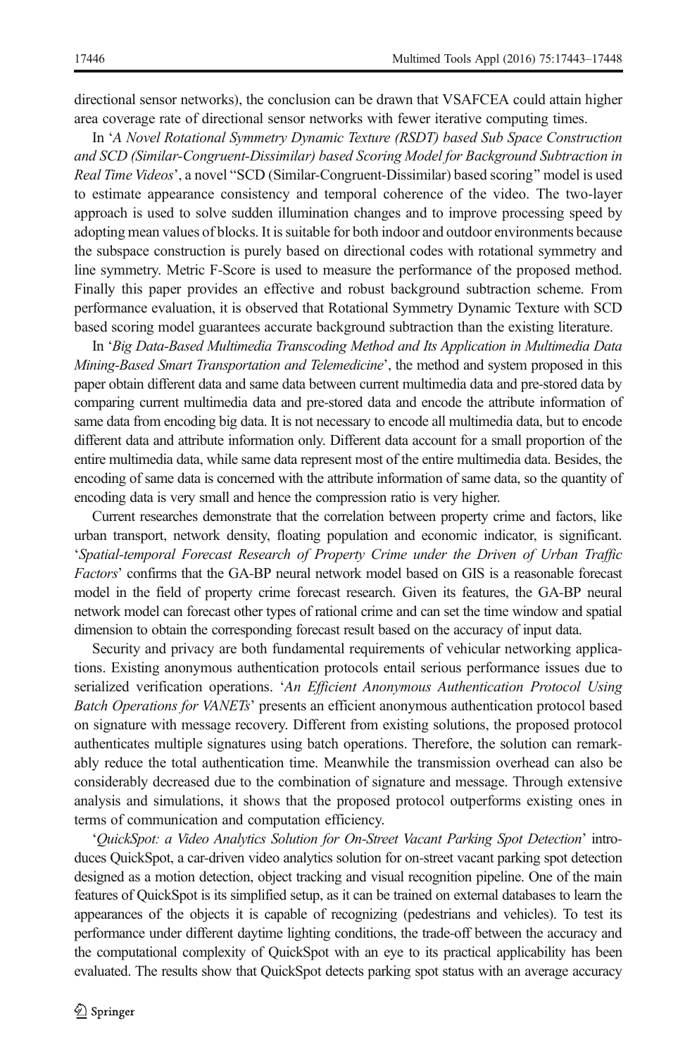directional sensor networks), the conclusion can be drawn that VSAFCEA could attain higher area coverage rate of directional sensor networks with fewer iterative computing times.

In '*A Novel Rotational Symmetry Dynamic Texture (RSDT) based Sub Space Construction and SCD (Similar-Congruent-Dissimilar) based Scoring Model for Background Subtraction in Real Time Videos*', a novel "SCD (Similar-Congruent-Dissimilar) based scoring" model is used to estimate appearance consistency and temporal coherence of the video. The two-layer approach is used to solve sudden illumination changes and to improve processing speed by adopting mean values of blocks. It is suitable for both indoor and outdoor environments because the subspace construction is purely based on directional codes with rotational symmetry and line symmetry. Metric F-Score is used to measure the performance of the proposed method. Finally this paper provides an effective and robust background subtraction scheme. From performance evaluation, it is observed that Rotational Symmetry Dynamic Texture with SCD based scoring model guarantees accurate background subtraction than the existing literature.

In '*Big Data-Based Multimedia Transcoding Method and Its Application in Multimedia Data Mining-Based Smart Transportation and Telemedicine*', the method and system proposed in this paper obtain different data and same data between current multimedia data and pre-stored data by comparing current multimedia data and pre-stored data and encode the attribute information of same data from encoding big data. It is not necessary to encode all multimedia data, but to encode different data and attribute information only. Different data account for a small proportion of the entire multimedia data, while same data represent most of the entire multimedia data. Besides, the encoding of same data is concerned with the attribute information of same data, so the quantity of encoding data is very small and hence the compression ratio is very higher.

Current researches demonstrate that the correlation between property crime and factors, like urban transport, network density, floating population and economic indicator, is significant. '*Spatial-temporal Forecast Research of Property Crime under the Driven of Urban Traffic Factors*' confirms that the GA-BP neural network model based on GIS is a reasonable forecast model in the field of property crime forecast research. Given its features, the GA-BP neural network model can forecast other types of rational crime and can set the time window and spatial dimension to obtain the corresponding forecast result based on the accuracy of input data.

Security and privacy are both fundamental requirements of vehicular networking applications. Existing anonymous authentication protocols entail serious performance issues due to serialized verification operations. '*An Efficient Anonymous Authentication Protocol Using Batch Operations for VANETs*' presents an efficient anonymous authentication protocol based on signature with message recovery. Different from existing solutions, the proposed protocol authenticates multiple signatures using batch operations. Therefore, the solution can remarkably reduce the total authentication time. Meanwhile the transmission overhead can also be considerably decreased due to the combination of signature and message. Through extensive analysis and simulations, it shows that the proposed protocol outperforms existing ones in terms of communication and computation efficiency.

'*QuickSpot: a Video Analytics Solution for On-Street Vacant Parking Spot Detection*' introduces QuickSpot, a car-driven video analytics solution for on-street vacant parking spot detection designed as a motion detection, object tracking and visual recognition pipeline. One of the main features of QuickSpot is its simplified setup, as it can be trained on external databases to learn the appearances of the objects it is capable of recognizing (pedestrians and vehicles). To test its performance under different daytime lighting conditions, the trade-off between the accuracy and the computational complexity of QuickSpot with an eye to its practical applicability has been evaluated. The results show that QuickSpot detects parking spot status with an average accuracy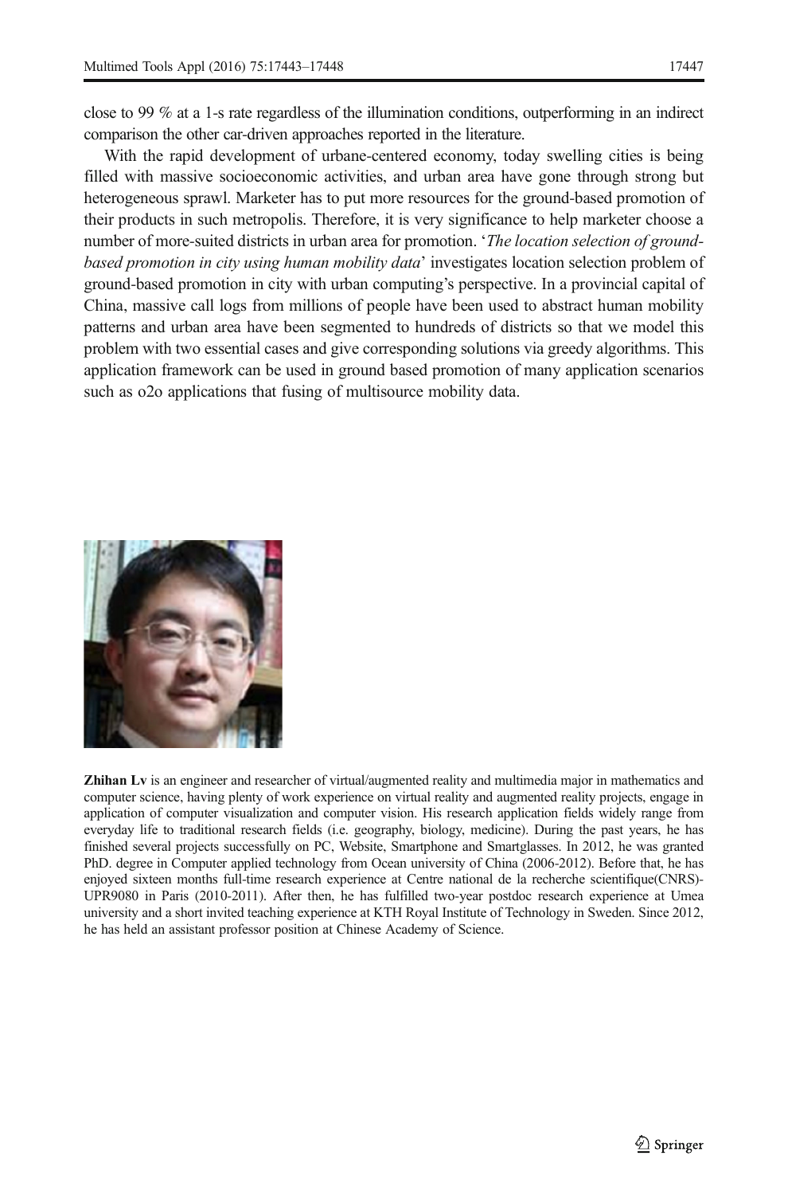close to 99 % at a 1-s rate regardless of the illumination conditions, outperforming in an indirect comparison the other car-driven approaches reported in the literature.

With the rapid development of urbane-centered economy, today swelling cities is being filled with massive socioeconomic activities, and urban area have gone through strong but heterogeneous sprawl. Marketer has to put more resources for the ground-based promotion of their products in such metropolis. Therefore, it is very significance to help marketer choose a number of more-suited districts in urban area for promotion. '*The location selection of ground-based promotion in city using human mobility data*' investigates location selection problem of ground-based promotion in city with urban computing's perspective. In a provincial capital of China, massive call logs from millions of people have been used to abstract human mobility patterns and urban area have been segmented to hundreds of districts so that we model this problem with two essential cases and give corresponding solutions via greedy algorithms. This application framework can be used in ground based promotion of many application scenarios such as o2o applications that fusing of multisource mobility data.

**Zhihan Lv** is an engineer and researcher of virtual/augmented reality and multimedia major in mathematics and computer science, having plenty of work experience on virtual reality and augmented reality projects, engage in application of computer visualization and computer vision. His research application fields widely range from everyday life to traditional research fields (i.e. geography, biology, medicine). During the past years, he has finished several projects successfully on PC, Website, Smartphone and Smartglasses. In 2012, he was granted PhD. degree in Computer applied technology from Ocean university of China (2006-2012). Before that, he has enjoyed sixteen months full-time research experience at Centre national de la recherche scientifique(CNRS)-UPR9080 in Paris (2010-2011). After then, he has fulfilled two-year postdoc research experience at Umea university and a short invited teaching experience at KTH Royal Institute of Technology in Sweden. Since 2012, he has held an assistant professor position at Chinese Academy of Science.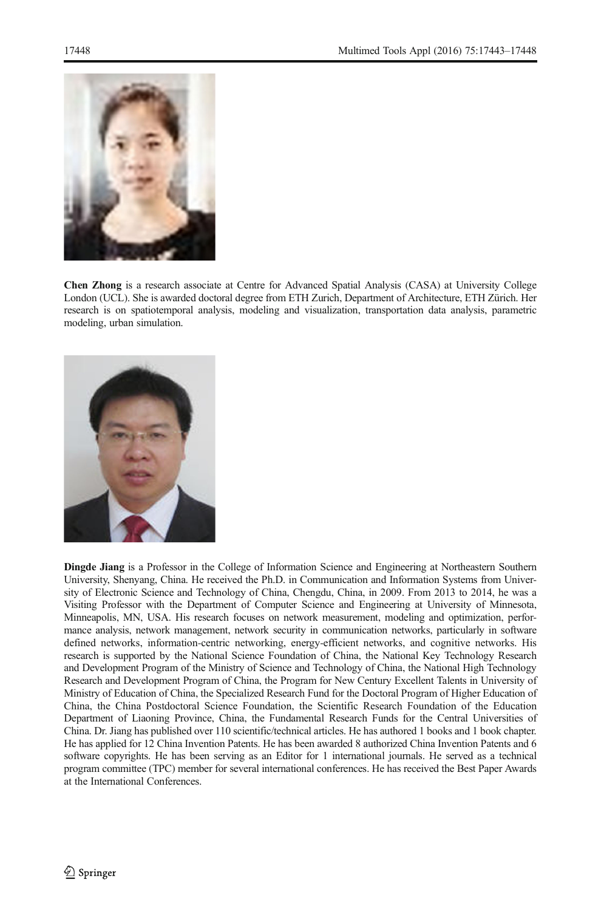**Chen Zhong** is a research associate at Centre for Advanced Spatial Analysis (CASA) at University College London (UCL). She is awarded doctoral degree from ETH Zurich, Department of Architecture, ETH Zürich. Her research is on spatiotemporal analysis, modeling and visualization, transportation data analysis, parametric modeling, urban simulation.

**Dingde Jiang** is a Professor in the College of Information Science and Engineering at Northeastern Southern University, Shenyang, China. He received the Ph.D. in Communication and Information Systems from University of Electronic Science and Technology of China, Chengdu, China, in 2009. From 2013 to 2014, he was a Visiting Professor with the Department of Computer Science and Engineering at University of Minnesota, Minneapolis, MN, USA. His research focuses on network measurement, modeling and optimization, performance analysis, network management, network security in communication networks, particularly in software defined networks, information-centric networking, energy-efficient networks, and cognitive networks. His research is supported by the National Science Foundation of China, the National Key Technology Research and Development Program of the Ministry of Science and Technology of China, the National High Technology Research and Development Program of China, the Program for New Century Excellent Talents in University of Ministry of Education of China, the Specialized Research Fund for the Doctoral Program of Higher Education of China, the China Postdoctoral Science Foundation, the Scientific Research Foundation of the Education Department of Liaoning Province, China, the Fundamental Research Funds for the Central Universities of China. Dr. Jiang has published over 110 scientific/technical articles. He has authored 1 books and 1 book chapter. He has applied for 12 China Invention Patents. He has been awarded 8 authorized China Invention Patents and 6 software copyrights. He has been serving as an Editor for 1 international journals. He served as a technical program committee (TPC) member for several international conferences. He has received the Best Paper Awards at the International Conferences.